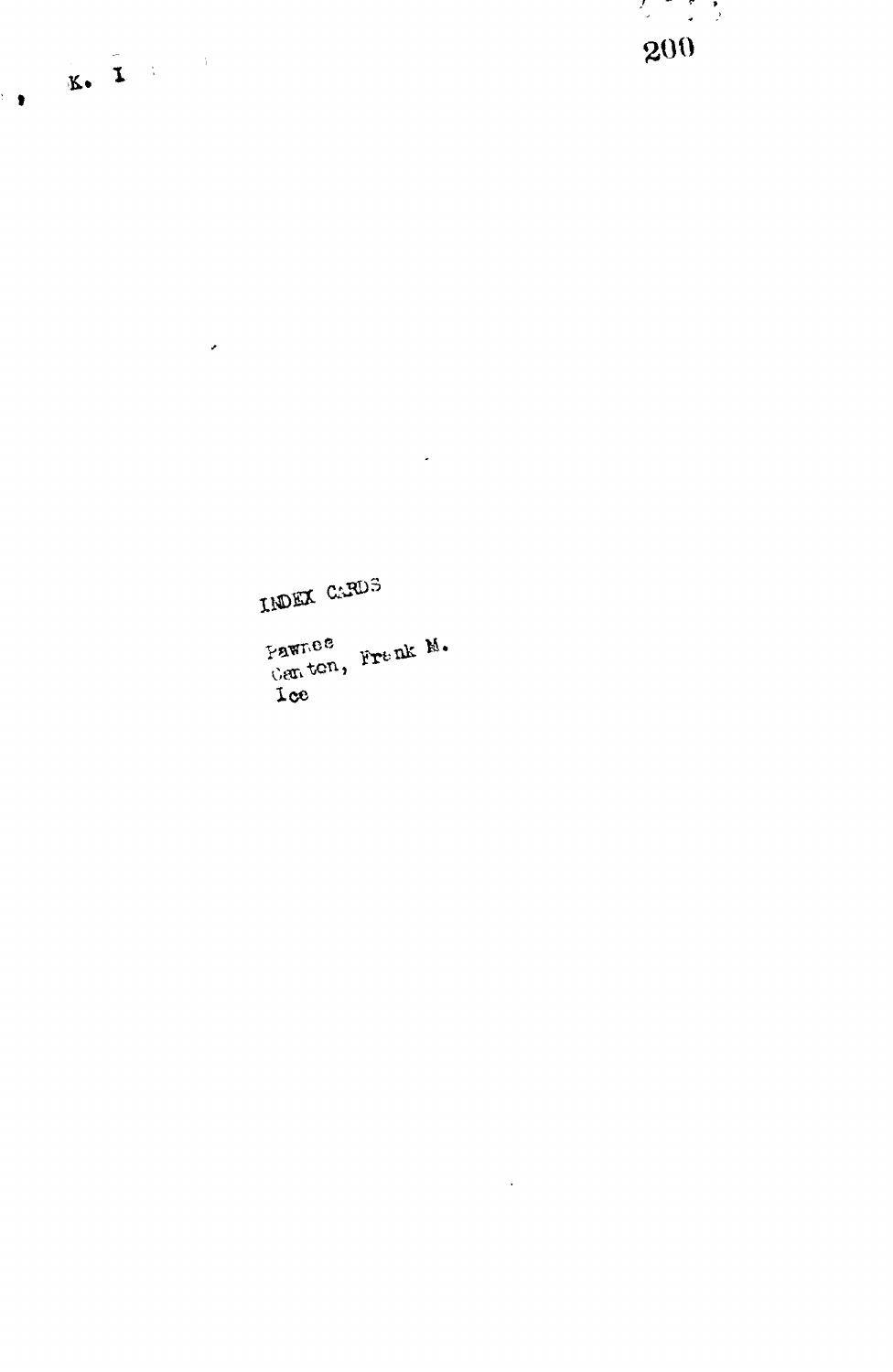K. I

INDEX CARDS

Pawnee
Canton, Frank M.
Ice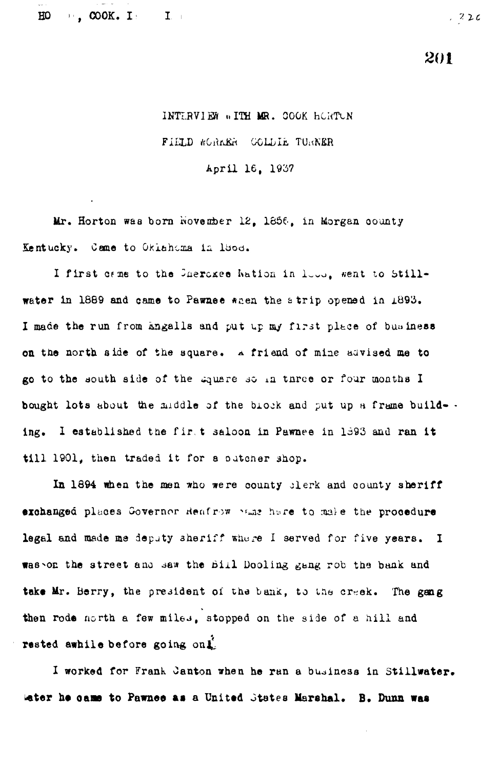INTERVIEW WITH MR. COOK HORTON

FIELD WORKER GOLDIE TURNER

April 16, 1937

Mr. Horton was born November 12, 1856, in Morgan county Kentucky. Came to Oklahoma in 1888.

I first came to the Cherokee Nation in 1888, went to Stillwater in 1889 and came to Pawnee when the strip opened in 1893. I made the run from Ingalls and put up my first place of business on the north side of the square. A friend of mine advised me to go to the south side of the square so in three or four months I bought lots about the middle of the block and put up a frame building. I established the first saloon in Pawnee in 1893 and ran it till 1901, then traded it for a butcher shop.

In 1894 when the men who were county clerk and county sheriff exchanged places Governor Renfrow came here to make the procedure legal and made me deputy sheriff where I served for five years. I was on the street and saw the Bill Dooling gang rob the bank and take Mr. Berry, the president of the bank, to the creek. The gang then rode north a few miles, stopped on the side of a hill and rested awhile before going on.

I worked for Frank Canton when he ran a business in Stillwater. Later he came to Pawnee as a United States Marshal. B. Dunn was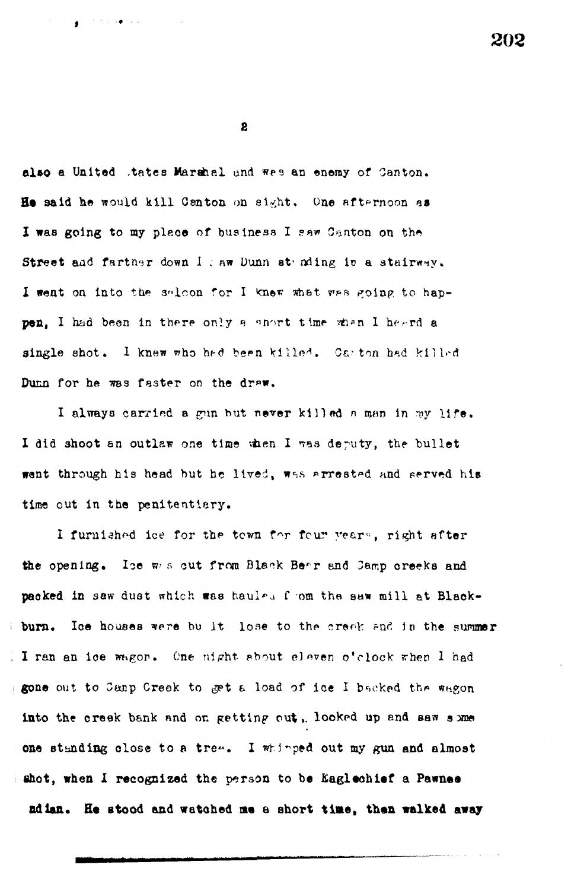also a United States Marshal and was an enemy of Canton. He said he would kill Canton on sight. One afternoon as I was going to my place of business I saw Canton on the Street and farther down I saw Dunn standing in a stairway. I went on into the saloon for I knew what was going to happen, I had been in there only a short time when I heard a single shot. I knew who had been killed. Canton had killed Dunn for he was faster on the draw.

I always carried a gun but never killed a man in my life. I did shoot an outlaw one time when I was deputy, the bullet went through his head but he lived, was arrested and served his time out in the penitentiary.

I furnished ice for the town for four years, right after the opening. Ice was cut from Black Bear and Camp creeks and packed in saw dust which was hauled from the saw mill at Blackburn. Ice houses were built close to the creek and in the summer I ran an ice wagon. One night about eleven o'clock when I had gone out to Camp Creek to get a load of ice I backed the wagon into the creek bank and on getting out, looked up and saw some one standing close to a tree. I whipped out my gun and almost shot, when I recognized the person to be Eaglechief a Pawnee Indian. He stood and watched me a short time, then walked away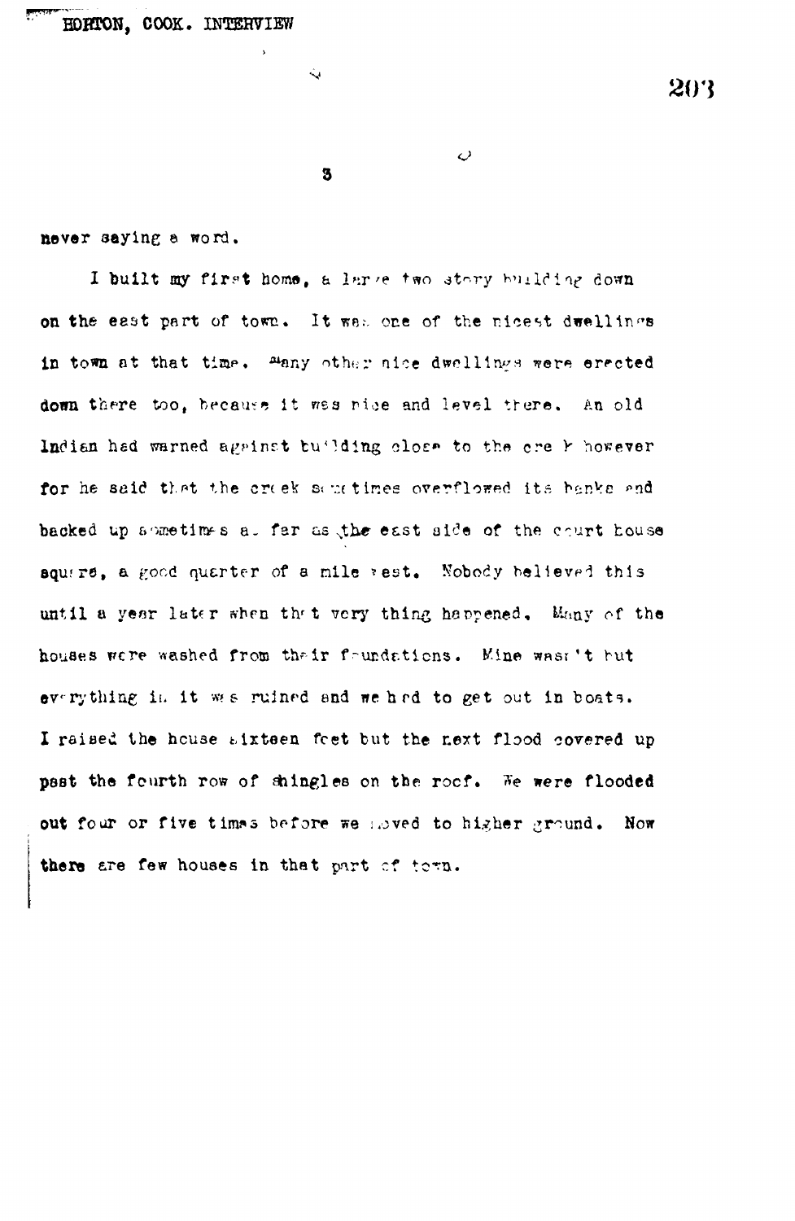never saying a word.

I built my first home, a large two story building down on the east part of town. It was one of the nicest dwellings in town at that time. Many other nice dwellings were erected down there too, because it was nice and level there. An old Indian had warned against building close to the creek however for he said that the creek sometimes overflowed its banks and backed up sometimes as far as the east side of the court house square, a good quarter of a mile west. Nobody believed this until a year later when that very thing happened. Many of the houses were washed from their foundations. Mine wasn't but everything in it was ruined and we had to get out in boats. I raised the house sixteen feet but the next flood covered up past the fourth row of shingles on the roof. We were flooded out four or five times before we moved to higher ground. Now there are few houses in that part of town.